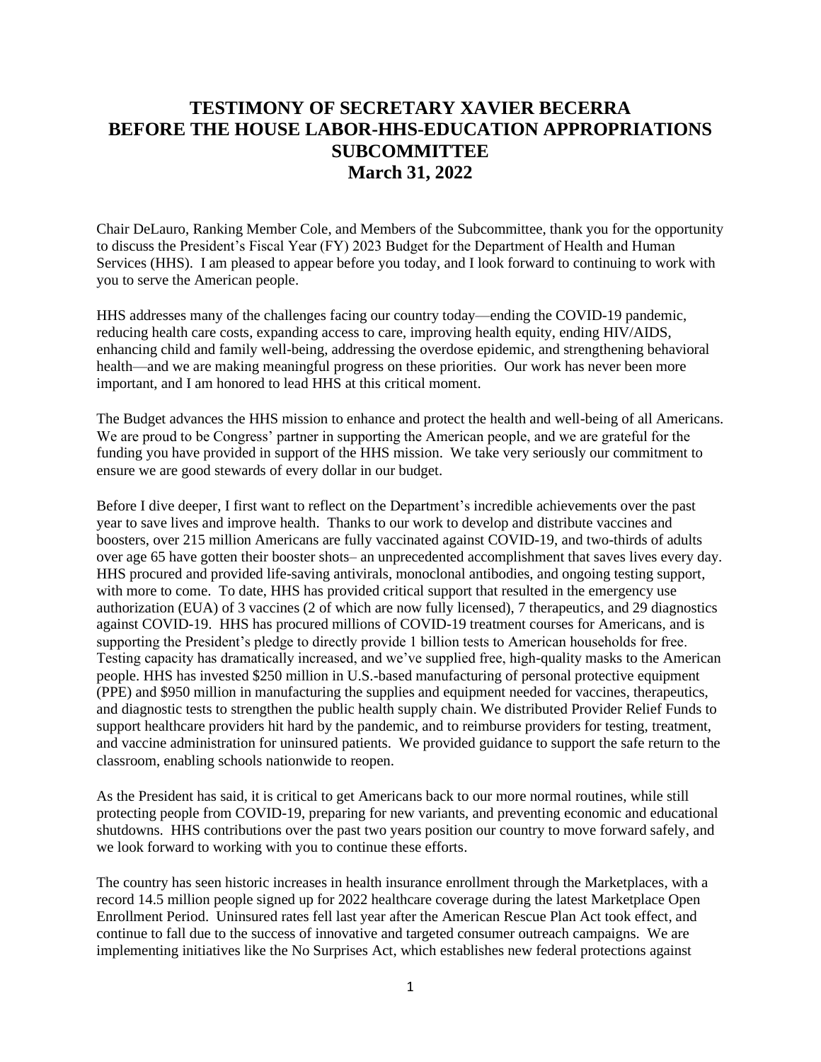# TESTIMONY OF SECRETARY XAVIER BECERRA BEFORE THE HOUSE LABOR-HHS-EDUCATION APPROPRIATIONS SUBCOMMITTEE
## March 31, 2022

Chair DeLauro, Ranking Member Cole, and Members of the Subcommittee, thank you for the opportunity to discuss the President's Fiscal Year (FY) 2023 Budget for the Department of Health and Human Services (HHS). I am pleased to appear before you today, and I look forward to continuing to work with you to serve the American people.

HHS addresses many of the challenges facing our country today—ending the COVID-19 pandemic, reducing health care costs, expanding access to care, improving health equity, ending HIV/AIDS, enhancing child and family well-being, addressing the overdose epidemic, and strengthening behavioral health—and we are making meaningful progress on these priorities. Our work has never been more important, and I am honored to lead HHS at this critical moment.

The Budget advances the HHS mission to enhance and protect the health and well-being of all Americans. We are proud to be Congress' partner in supporting the American people, and we are grateful for the funding you have provided in support of the HHS mission. We take very seriously our commitment to ensure we are good stewards of every dollar in our budget.

Before I dive deeper, I first want to reflect on the Department's incredible achievements over the past year to save lives and improve health. Thanks to our work to develop and distribute vaccines and boosters, over 215 million Americans are fully vaccinated against COVID-19, and two-thirds of adults over age 65 have gotten their booster shots– an unprecedented accomplishment that saves lives every day. HHS procured and provided life-saving antivirals, monoclonal antibodies, and ongoing testing support, with more to come. To date, HHS has provided critical support that resulted in the emergency use authorization (EUA) of 3 vaccines (2 of which are now fully licensed), 7 therapeutics, and 29 diagnostics against COVID-19. HHS has procured millions of COVID-19 treatment courses for Americans, and is supporting the President's pledge to directly provide 1 billion tests to American households for free. Testing capacity has dramatically increased, and we've supplied free, high-quality masks to the American people. HHS has invested $250 million in U.S.-based manufacturing of personal protective equipment (PPE) and $950 million in manufacturing the supplies and equipment needed for vaccines, therapeutics, and diagnostic tests to strengthen the public health supply chain. We distributed Provider Relief Funds to support healthcare providers hit hard by the pandemic, and to reimburse providers for testing, treatment, and vaccine administration for uninsured patients. We provided guidance to support the safe return to the classroom, enabling schools nationwide to reopen.

As the President has said, it is critical to get Americans back to our more normal routines, while still protecting people from COVID-19, preparing for new variants, and preventing economic and educational shutdowns. HHS contributions over the past two years position our country to move forward safely, and we look forward to working with you to continue these efforts.

The country has seen historic increases in health insurance enrollment through the Marketplaces, with a record 14.5 million people signed up for 2022 healthcare coverage during the latest Marketplace Open Enrollment Period. Uninsured rates fell last year after the American Rescue Plan Act took effect, and continue to fall due to the success of innovative and targeted consumer outreach campaigns. We are implementing initiatives like the No Surprises Act, which establishes new federal protections against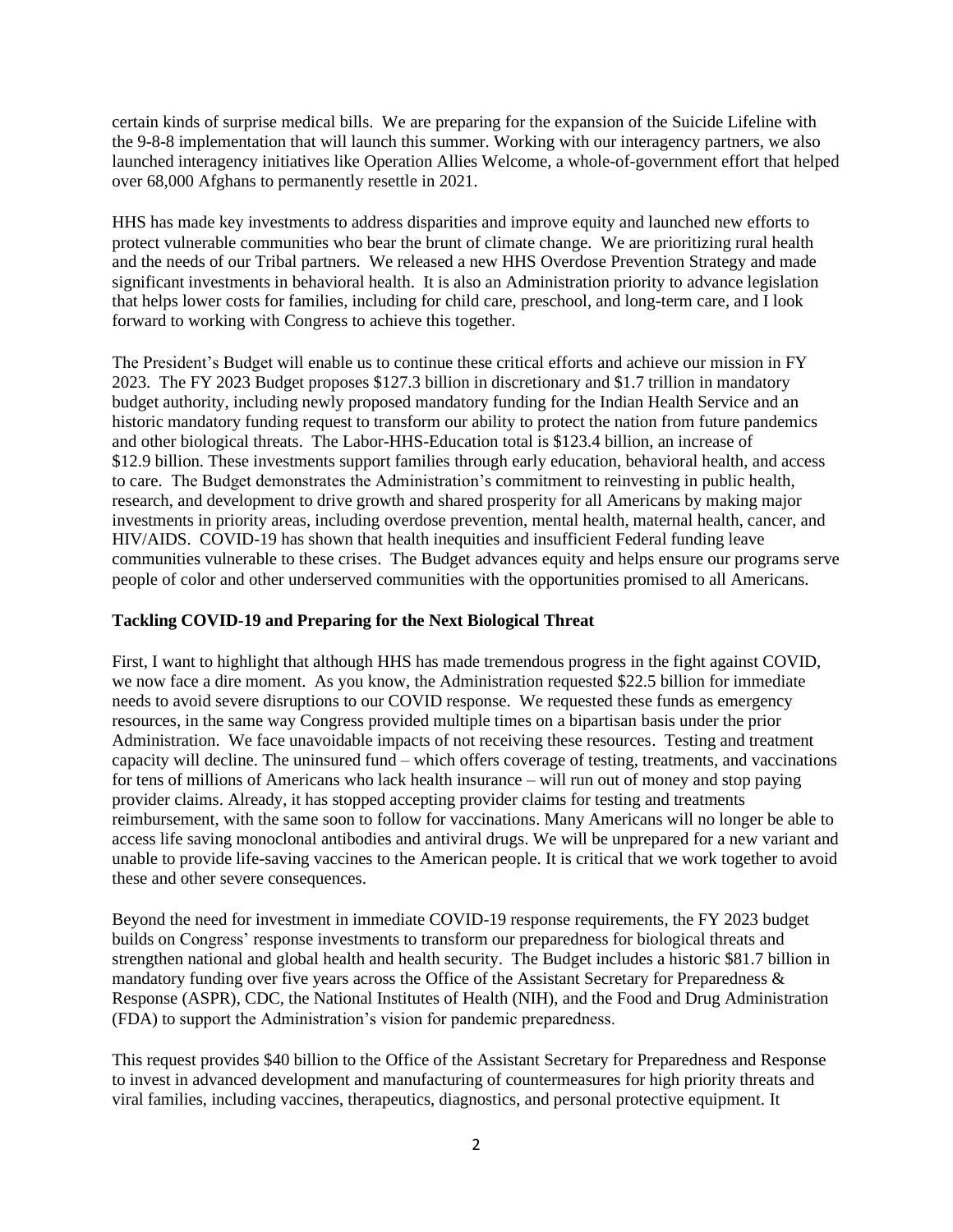certain kinds of surprise medical bills. We are preparing for the expansion of the Suicide Lifeline with the 9-8-8 implementation that will launch this summer. Working with our interagency partners, we also launched interagency initiatives like Operation Allies Welcome, a whole-of-government effort that helped over 68,000 Afghans to permanently resettle in 2021.

HHS has made key investments to address disparities and improve equity and launched new efforts to protect vulnerable communities who bear the brunt of climate change. We are prioritizing rural health and the needs of our Tribal partners. We released a new HHS Overdose Prevention Strategy and made significant investments in behavioral health. It is also an Administration priority to advance legislation that helps lower costs for families, including for child care, preschool, and long-term care, and I look forward to working with Congress to achieve this together.

The President's Budget will enable us to continue these critical efforts and achieve our mission in FY 2023. The FY 2023 Budget proposes $127.3 billion in discretionary and $1.7 trillion in mandatory budget authority, including newly proposed mandatory funding for the Indian Health Service and an historic mandatory funding request to transform our ability to protect the nation from future pandemics and other biological threats. The Labor-HHS-Education total is $123.4 billion, an increase of $12.9 billion. These investments support families through early education, behavioral health, and access to care. The Budget demonstrates the Administration's commitment to reinvesting in public health, research, and development to drive growth and shared prosperity for all Americans by making major investments in priority areas, including overdose prevention, mental health, maternal health, cancer, and HIV/AIDS. COVID-19 has shown that health inequities and insufficient Federal funding leave communities vulnerable to these crises. The Budget advances equity and helps ensure our programs serve people of color and other underserved communities with the opportunities promised to all Americans.

**Tackling COVID-19 and Preparing for the Next Biological Threat**

First, I want to highlight that although HHS has made tremendous progress in the fight against COVID, we now face a dire moment. As you know, the Administration requested $22.5 billion for immediate needs to avoid severe disruptions to our COVID response. We requested these funds as emergency resources, in the same way Congress provided multiple times on a bipartisan basis under the prior Administration. We face unavoidable impacts of not receiving these resources. Testing and treatment capacity will decline. The uninsured fund – which offers coverage of testing, treatments, and vaccinations for tens of millions of Americans who lack health insurance – will run out of money and stop paying provider claims. Already, it has stopped accepting provider claims for testing and treatments reimbursement, with the same soon to follow for vaccinations. Many Americans will no longer be able to access life saving monoclonal antibodies and antiviral drugs. We will be unprepared for a new variant and unable to provide life-saving vaccines to the American people. It is critical that we work together to avoid these and other severe consequences.

Beyond the need for investment in immediate COVID-19 response requirements, the FY 2023 budget builds on Congress' response investments to transform our preparedness for biological threats and strengthen national and global health and health security. The Budget includes a historic $81.7 billion in mandatory funding over five years across the Office of the Assistant Secretary for Preparedness & Response (ASPR), CDC, the National Institutes of Health (NIH), and the Food and Drug Administration (FDA) to support the Administration's vision for pandemic preparedness.

This request provides $40 billion to the Office of the Assistant Secretary for Preparedness and Response to invest in advanced development and manufacturing of countermeasures for high priority threats and viral families, including vaccines, therapeutics, diagnostics, and personal protective equipment. It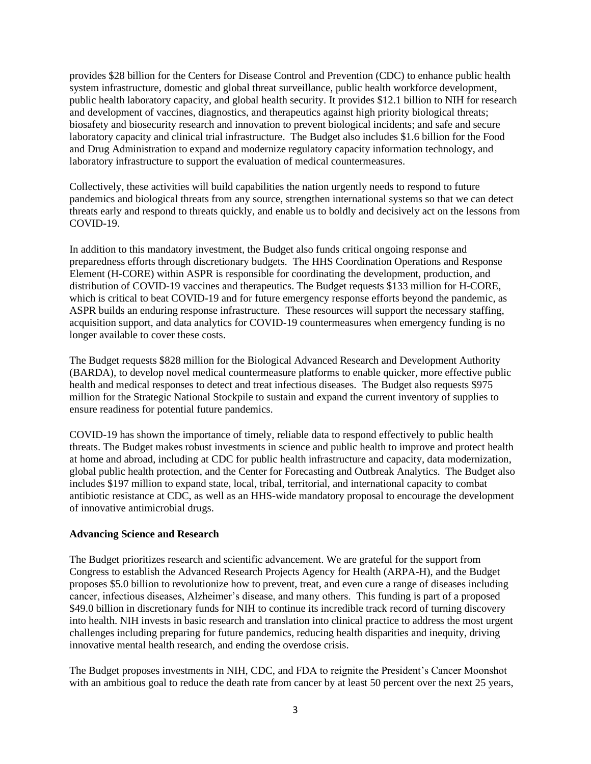provides $28 billion for the Centers for Disease Control and Prevention (CDC) to enhance public health system infrastructure, domestic and global threat surveillance, public health workforce development, public health laboratory capacity, and global health security. It provides $12.1 billion to NIH for research and development of vaccines, diagnostics, and therapeutics against high priority biological threats; biosafety and biosecurity research and innovation to prevent biological incidents; and safe and secure laboratory capacity and clinical trial infrastructure. The Budget also includes $1.6 billion for the Food and Drug Administration to expand and modernize regulatory capacity information technology, and laboratory infrastructure to support the evaluation of medical countermeasures.

Collectively, these activities will build capabilities the nation urgently needs to respond to future pandemics and biological threats from any source, strengthen international systems so that we can detect threats early and respond to threats quickly, and enable us to boldly and decisively act on the lessons from COVID-19.

In addition to this mandatory investment, the Budget also funds critical ongoing response and preparedness efforts through discretionary budgets. The HHS Coordination Operations and Response Element (H-CORE) within ASPR is responsible for coordinating the development, production, and distribution of COVID-19 vaccines and therapeutics. The Budget requests $133 million for H-CORE, which is critical to beat COVID-19 and for future emergency response efforts beyond the pandemic, as ASPR builds an enduring response infrastructure. These resources will support the necessary staffing, acquisition support, and data analytics for COVID-19 countermeasures when emergency funding is no longer available to cover these costs.

The Budget requests $828 million for the Biological Advanced Research and Development Authority (BARDA), to develop novel medical countermeasure platforms to enable quicker, more effective public health and medical responses to detect and treat infectious diseases. The Budget also requests $975 million for the Strategic National Stockpile to sustain and expand the current inventory of supplies to ensure readiness for potential future pandemics.

COVID-19 has shown the importance of timely, reliable data to respond effectively to public health threats. The Budget makes robust investments in science and public health to improve and protect health at home and abroad, including at CDC for public health infrastructure and capacity, data modernization, global public health protection, and the Center for Forecasting and Outbreak Analytics. The Budget also includes $197 million to expand state, local, tribal, territorial, and international capacity to combat antibiotic resistance at CDC, as well as an HHS-wide mandatory proposal to encourage the development of innovative antimicrobial drugs.

**Advancing Science and Research**

The Budget prioritizes research and scientific advancement. We are grateful for the support from Congress to establish the Advanced Research Projects Agency for Health (ARPA-H), and the Budget proposes $5.0 billion to revolutionize how to prevent, treat, and even cure a range of diseases including cancer, infectious diseases, Alzheimer's disease, and many others. This funding is part of a proposed $49.0 billion in discretionary funds for NIH to continue its incredible track record of turning discovery into health. NIH invests in basic research and translation into clinical practice to address the most urgent challenges including preparing for future pandemics, reducing health disparities and inequity, driving innovative mental health research, and ending the overdose crisis.

The Budget proposes investments in NIH, CDC, and FDA to reignite the President's Cancer Moonshot with an ambitious goal to reduce the death rate from cancer by at least 50 percent over the next 25 years,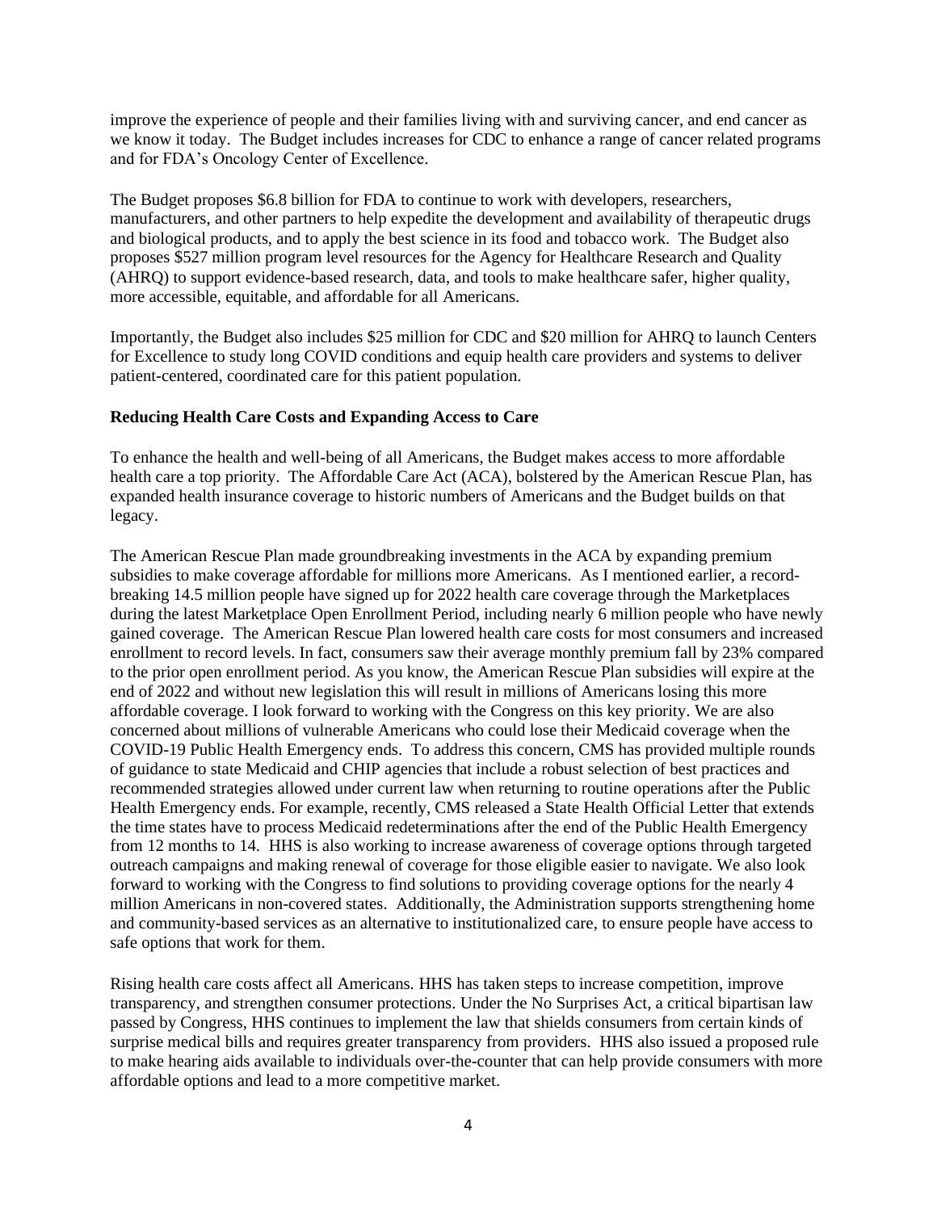improve the experience of people and their families living with and surviving cancer, and end cancer as we know it today. The Budget includes increases for CDC to enhance a range of cancer related programs and for FDA's Oncology Center of Excellence.

The Budget proposes $6.8 billion for FDA to continue to work with developers, researchers, manufacturers, and other partners to help expedite the development and availability of therapeutic drugs and biological products, and to apply the best science in its food and tobacco work. The Budget also proposes $527 million program level resources for the Agency for Healthcare Research and Quality (AHRQ) to support evidence-based research, data, and tools to make healthcare safer, higher quality, more accessible, equitable, and affordable for all Americans.

Importantly, the Budget also includes $25 million for CDC and $20 million for AHRQ to launch Centers for Excellence to study long COVID conditions and equip health care providers and systems to deliver patient-centered, coordinated care for this patient population.

**Reducing Health Care Costs and Expanding Access to Care**

To enhance the health and well-being of all Americans, the Budget makes access to more affordable health care a top priority. The Affordable Care Act (ACA), bolstered by the American Rescue Plan, has expanded health insurance coverage to historic numbers of Americans and the Budget builds on that legacy.

The American Rescue Plan made groundbreaking investments in the ACA by expanding premium subsidies to make coverage affordable for millions more Americans. As I mentioned earlier, a record-breaking 14.5 million people have signed up for 2022 health care coverage through the Marketplaces during the latest Marketplace Open Enrollment Period, including nearly 6 million people who have newly gained coverage. The American Rescue Plan lowered health care costs for most consumers and increased enrollment to record levels. In fact, consumers saw their average monthly premium fall by 23% compared to the prior open enrollment period. As you know, the American Rescue Plan subsidies will expire at the end of 2022 and without new legislation this will result in millions of Americans losing this more affordable coverage. I look forward to working with the Congress on this key priority. We are also concerned about millions of vulnerable Americans who could lose their Medicaid coverage when the COVID-19 Public Health Emergency ends. To address this concern, CMS has provided multiple rounds of guidance to state Medicaid and CHIP agencies that include a robust selection of best practices and recommended strategies allowed under current law when returning to routine operations after the Public Health Emergency ends. For example, recently, CMS released a State Health Official Letter that extends the time states have to process Medicaid redeterminations after the end of the Public Health Emergency from 12 months to 14. HHS is also working to increase awareness of coverage options through targeted outreach campaigns and making renewal of coverage for those eligible easier to navigate. We also look forward to working with the Congress to find solutions to providing coverage options for the nearly 4 million Americans in non-covered states. Additionally, the Administration supports strengthening home and community-based services as an alternative to institutionalized care, to ensure people have access to safe options that work for them.

Rising health care costs affect all Americans. HHS has taken steps to increase competition, improve transparency, and strengthen consumer protections. Under the No Surprises Act, a critical bipartisan law passed by Congress, HHS continues to implement the law that shields consumers from certain kinds of surprise medical bills and requires greater transparency from providers. HHS also issued a proposed rule to make hearing aids available to individuals over-the-counter that can help provide consumers with more affordable options and lead to a more competitive market.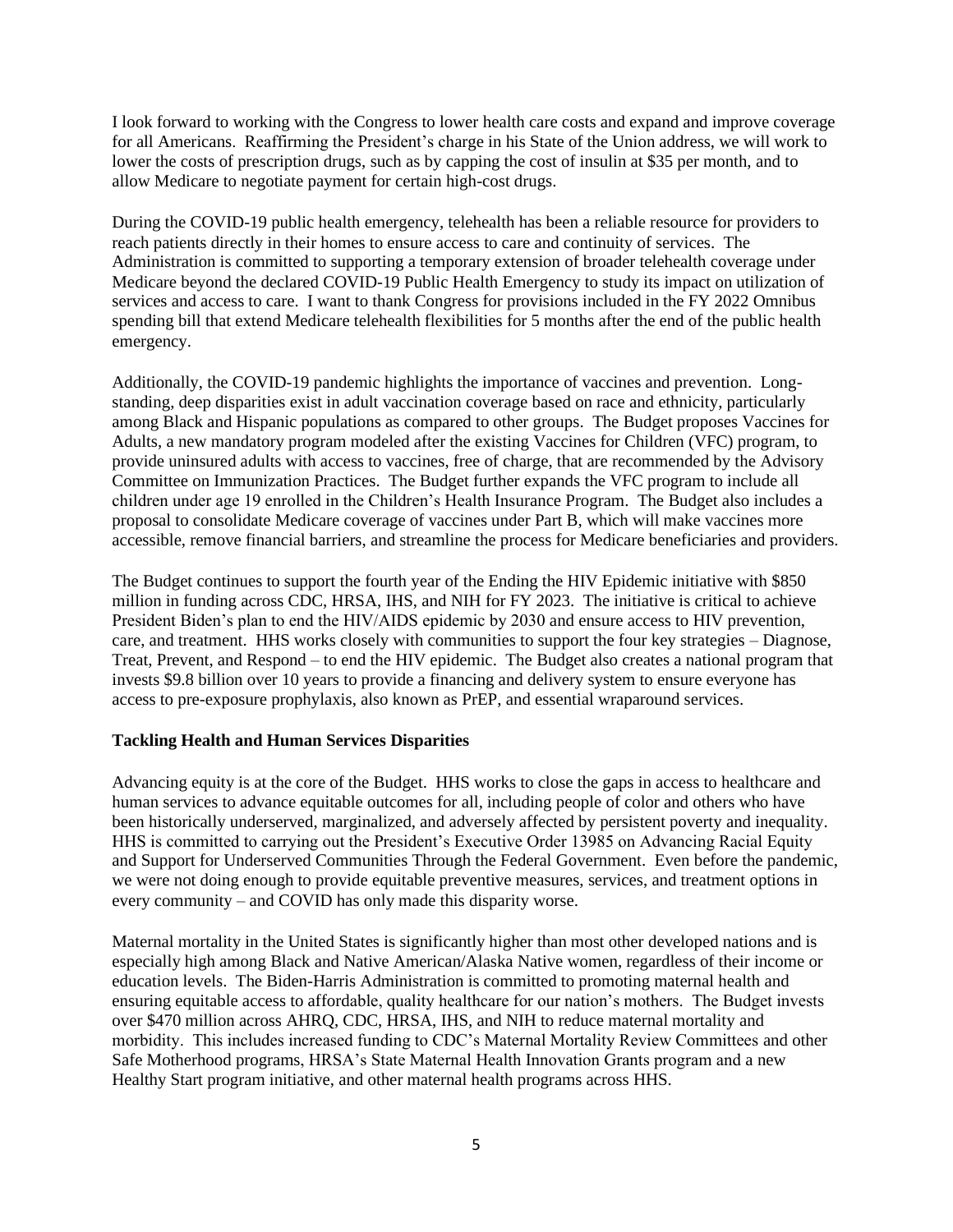I look forward to working with the Congress to lower health care costs and expand and improve coverage for all Americans. Reaffirming the President's charge in his State of the Union address, we will work to lower the costs of prescription drugs, such as by capping the cost of insulin at $35 per month, and to allow Medicare to negotiate payment for certain high-cost drugs.

During the COVID-19 public health emergency, telehealth has been a reliable resource for providers to reach patients directly in their homes to ensure access to care and continuity of services. The Administration is committed to supporting a temporary extension of broader telehealth coverage under Medicare beyond the declared COVID-19 Public Health Emergency to study its impact on utilization of services and access to care. I want to thank Congress for provisions included in the FY 2022 Omnibus spending bill that extend Medicare telehealth flexibilities for 5 months after the end of the public health emergency.

Additionally, the COVID-19 pandemic highlights the importance of vaccines and prevention. Long-standing, deep disparities exist in adult vaccination coverage based on race and ethnicity, particularly among Black and Hispanic populations as compared to other groups. The Budget proposes Vaccines for Adults, a new mandatory program modeled after the existing Vaccines for Children (VFC) program, to provide uninsured adults with access to vaccines, free of charge, that are recommended by the Advisory Committee on Immunization Practices. The Budget further expands the VFC program to include all children under age 19 enrolled in the Children's Health Insurance Program. The Budget also includes a proposal to consolidate Medicare coverage of vaccines under Part B, which will make vaccines more accessible, remove financial barriers, and streamline the process for Medicare beneficiaries and providers.

The Budget continues to support the fourth year of the Ending the HIV Epidemic initiative with $850 million in funding across CDC, HRSA, IHS, and NIH for FY 2023. The initiative is critical to achieve President Biden's plan to end the HIV/AIDS epidemic by 2030 and ensure access to HIV prevention, care, and treatment. HHS works closely with communities to support the four key strategies – Diagnose, Treat, Prevent, and Respond – to end the HIV epidemic. The Budget also creates a national program that invests $9.8 billion over 10 years to provide a financing and delivery system to ensure everyone has access to pre-exposure prophylaxis, also known as PrEP, and essential wraparound services.

**Tackling Health and Human Services Disparities**

Advancing equity is at the core of the Budget. HHS works to close the gaps in access to healthcare and human services to advance equitable outcomes for all, including people of color and others who have been historically underserved, marginalized, and adversely affected by persistent poverty and inequality. HHS is committed to carrying out the President's Executive Order 13985 on Advancing Racial Equity and Support for Underserved Communities Through the Federal Government. Even before the pandemic, we were not doing enough to provide equitable preventive measures, services, and treatment options in every community – and COVID has only made this disparity worse.

Maternal mortality in the United States is significantly higher than most other developed nations and is especially high among Black and Native American/Alaska Native women, regardless of their income or education levels. The Biden-Harris Administration is committed to promoting maternal health and ensuring equitable access to affordable, quality healthcare for our nation's mothers. The Budget invests over $470 million across AHRQ, CDC, HRSA, IHS, and NIH to reduce maternal mortality and morbidity. This includes increased funding to CDC's Maternal Mortality Review Committees and other Safe Motherhood programs, HRSA's State Maternal Health Innovation Grants program and a new Healthy Start program initiative, and other maternal health programs across HHS.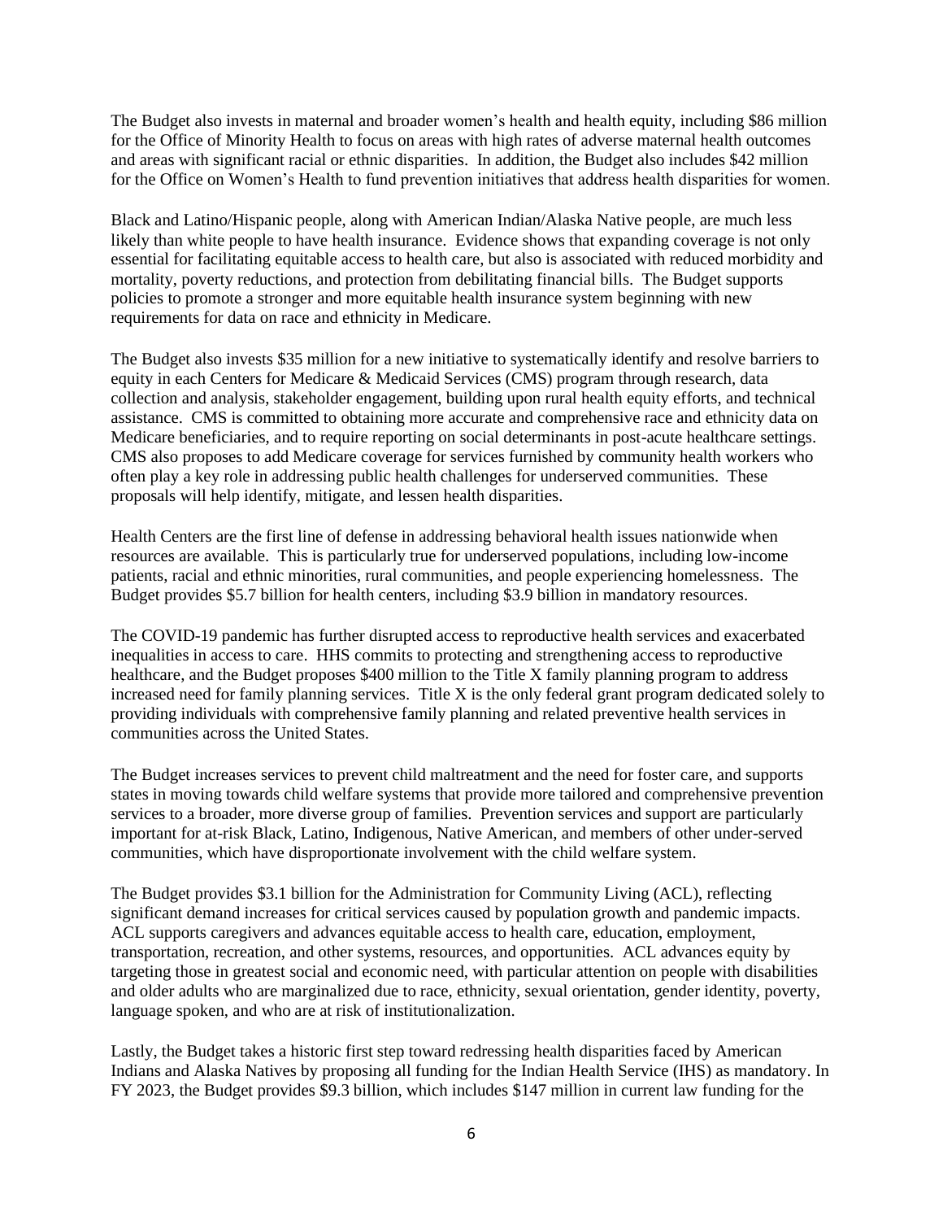The Budget also invests in maternal and broader women's health and health equity, including $86 million for the Office of Minority Health to focus on areas with high rates of adverse maternal health outcomes and areas with significant racial or ethnic disparities. In addition, the Budget also includes $42 million for the Office on Women's Health to fund prevention initiatives that address health disparities for women.

Black and Latino/Hispanic people, along with American Indian/Alaska Native people, are much less likely than white people to have health insurance. Evidence shows that expanding coverage is not only essential for facilitating equitable access to health care, but also is associated with reduced morbidity and mortality, poverty reductions, and protection from debilitating financial bills. The Budget supports policies to promote a stronger and more equitable health insurance system beginning with new requirements for data on race and ethnicity in Medicare.

The Budget also invests $35 million for a new initiative to systematically identify and resolve barriers to equity in each Centers for Medicare & Medicaid Services (CMS) program through research, data collection and analysis, stakeholder engagement, building upon rural health equity efforts, and technical assistance. CMS is committed to obtaining more accurate and comprehensive race and ethnicity data on Medicare beneficiaries, and to require reporting on social determinants in post-acute healthcare settings. CMS also proposes to add Medicare coverage for services furnished by community health workers who often play a key role in addressing public health challenges for underserved communities. These proposals will help identify, mitigate, and lessen health disparities.

Health Centers are the first line of defense in addressing behavioral health issues nationwide when resources are available. This is particularly true for underserved populations, including low-income patients, racial and ethnic minorities, rural communities, and people experiencing homelessness. The Budget provides $5.7 billion for health centers, including $3.9 billion in mandatory resources.

The COVID-19 pandemic has further disrupted access to reproductive health services and exacerbated inequalities in access to care. HHS commits to protecting and strengthening access to reproductive healthcare, and the Budget proposes $400 million to the Title X family planning program to address increased need for family planning services. Title X is the only federal grant program dedicated solely to providing individuals with comprehensive family planning and related preventive health services in communities across the United States.

The Budget increases services to prevent child maltreatment and the need for foster care, and supports states in moving towards child welfare systems that provide more tailored and comprehensive prevention services to a broader, more diverse group of families. Prevention services and support are particularly important for at-risk Black, Latino, Indigenous, Native American, and members of other under-served communities, which have disproportionate involvement with the child welfare system.

The Budget provides $3.1 billion for the Administration for Community Living (ACL), reflecting significant demand increases for critical services caused by population growth and pandemic impacts. ACL supports caregivers and advances equitable access to health care, education, employment, transportation, recreation, and other systems, resources, and opportunities. ACL advances equity by targeting those in greatest social and economic need, with particular attention on people with disabilities and older adults who are marginalized due to race, ethnicity, sexual orientation, gender identity, poverty, language spoken, and who are at risk of institutionalization.

Lastly, the Budget takes a historic first step toward redressing health disparities faced by American Indians and Alaska Natives by proposing all funding for the Indian Health Service (IHS) as mandatory. In FY 2023, the Budget provides $9.3 billion, which includes $147 million in current law funding for the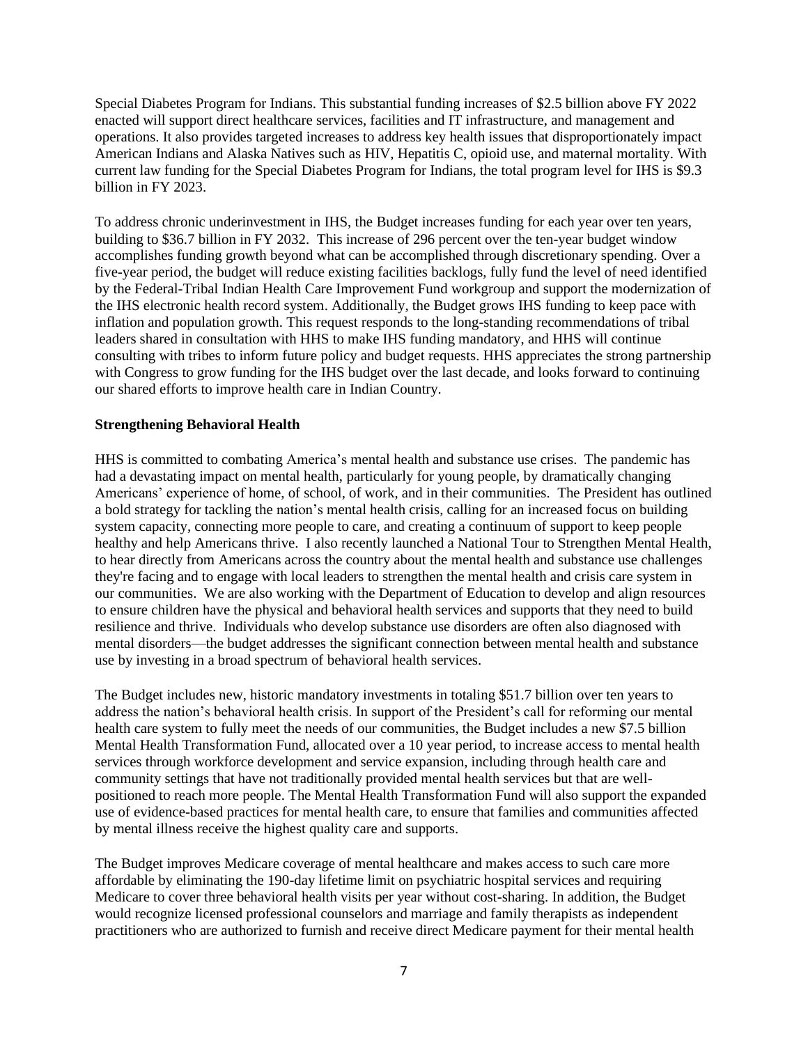Special Diabetes Program for Indians. This substantial funding increases of $2.5 billion above FY 2022 enacted will support direct healthcare services, facilities and IT infrastructure, and management and operations. It also provides targeted increases to address key health issues that disproportionately impact American Indians and Alaska Natives such as HIV, Hepatitis C, opioid use, and maternal mortality. With current law funding for the Special Diabetes Program for Indians, the total program level for IHS is $9.3 billion in FY 2023.

To address chronic underinvestment in IHS, the Budget increases funding for each year over ten years, building to $36.7 billion in FY 2032. This increase of 296 percent over the ten-year budget window accomplishes funding growth beyond what can be accomplished through discretionary spending. Over a five-year period, the budget will reduce existing facilities backlogs, fully fund the level of need identified by the Federal-Tribal Indian Health Care Improvement Fund workgroup and support the modernization of the IHS electronic health record system. Additionally, the Budget grows IHS funding to keep pace with inflation and population growth. This request responds to the long-standing recommendations of tribal leaders shared in consultation with HHS to make IHS funding mandatory, and HHS will continue consulting with tribes to inform future policy and budget requests. HHS appreciates the strong partnership with Congress to grow funding for the IHS budget over the last decade, and looks forward to continuing our shared efforts to improve health care in Indian Country.

**Strengthening Behavioral Health**

HHS is committed to combating America's mental health and substance use crises. The pandemic has had a devastating impact on mental health, particularly for young people, by dramatically changing Americans' experience of home, of school, of work, and in their communities. The President has outlined a bold strategy for tackling the nation's mental health crisis, calling for an increased focus on building system capacity, connecting more people to care, and creating a continuum of support to keep people healthy and help Americans thrive. I also recently launched a National Tour to Strengthen Mental Health, to hear directly from Americans across the country about the mental health and substance use challenges they're facing and to engage with local leaders to strengthen the mental health and crisis care system in our communities. We are also working with the Department of Education to develop and align resources to ensure children have the physical and behavioral health services and supports that they need to build resilience and thrive. Individuals who develop substance use disorders are often also diagnosed with mental disorders—the budget addresses the significant connection between mental health and substance use by investing in a broad spectrum of behavioral health services.

The Budget includes new, historic mandatory investments in totaling $51.7 billion over ten years to address the nation's behavioral health crisis. In support of the President's call for reforming our mental health care system to fully meet the needs of our communities, the Budget includes a new $7.5 billion Mental Health Transformation Fund, allocated over a 10 year period, to increase access to mental health services through workforce development and service expansion, including through health care and community settings that have not traditionally provided mental health services but that are well-positioned to reach more people. The Mental Health Transformation Fund will also support the expanded use of evidence-based practices for mental health care, to ensure that families and communities affected by mental illness receive the highest quality care and supports.

The Budget improves Medicare coverage of mental healthcare and makes access to such care more affordable by eliminating the 190-day lifetime limit on psychiatric hospital services and requiring Medicare to cover three behavioral health visits per year without cost-sharing. In addition, the Budget would recognize licensed professional counselors and marriage and family therapists as independent practitioners who are authorized to furnish and receive direct Medicare payment for their mental health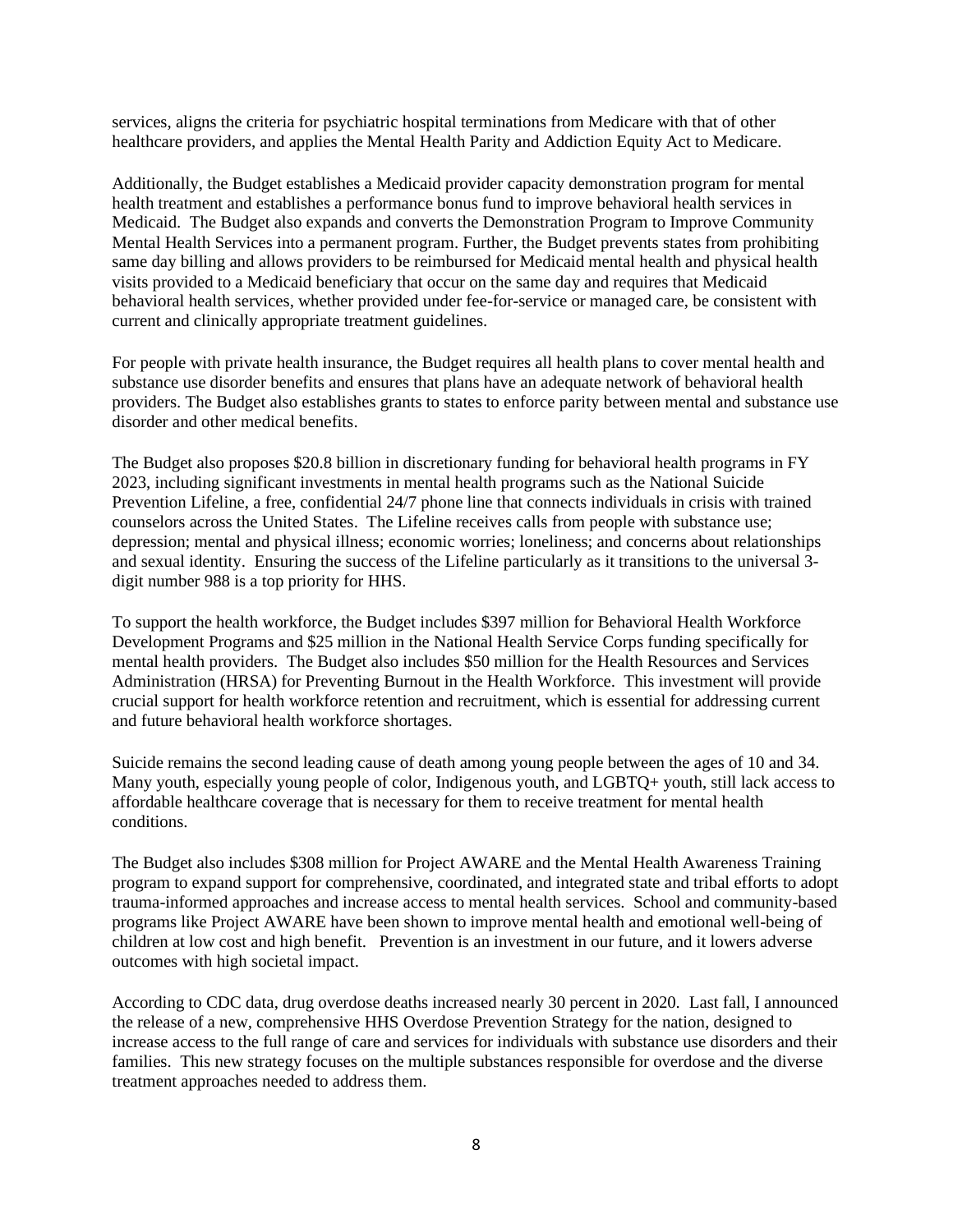services, aligns the criteria for psychiatric hospital terminations from Medicare with that of other healthcare providers, and applies the Mental Health Parity and Addiction Equity Act to Medicare.

Additionally, the Budget establishes a Medicaid provider capacity demonstration program for mental health treatment and establishes a performance bonus fund to improve behavioral health services in Medicaid. The Budget also expands and converts the Demonstration Program to Improve Community Mental Health Services into a permanent program. Further, the Budget prevents states from prohibiting same day billing and allows providers to be reimbursed for Medicaid mental health and physical health visits provided to a Medicaid beneficiary that occur on the same day and requires that Medicaid behavioral health services, whether provided under fee-for-service or managed care, be consistent with current and clinically appropriate treatment guidelines.

For people with private health insurance, the Budget requires all health plans to cover mental health and substance use disorder benefits and ensures that plans have an adequate network of behavioral health providers. The Budget also establishes grants to states to enforce parity between mental and substance use disorder and other medical benefits.

The Budget also proposes $20.8 billion in discretionary funding for behavioral health programs in FY 2023, including significant investments in mental health programs such as the National Suicide Prevention Lifeline, a free, confidential 24/7 phone line that connects individuals in crisis with trained counselors across the United States. The Lifeline receives calls from people with substance use; depression; mental and physical illness; economic worries; loneliness; and concerns about relationships and sexual identity. Ensuring the success of the Lifeline particularly as it transitions to the universal 3-digit number 988 is a top priority for HHS.

To support the health workforce, the Budget includes $397 million for Behavioral Health Workforce Development Programs and $25 million in the National Health Service Corps funding specifically for mental health providers. The Budget also includes $50 million for the Health Resources and Services Administration (HRSA) for Preventing Burnout in the Health Workforce. This investment will provide crucial support for health workforce retention and recruitment, which is essential for addressing current and future behavioral health workforce shortages.

Suicide remains the second leading cause of death among young people between the ages of 10 and 34. Many youth, especially young people of color, Indigenous youth, and LGBTQ+ youth, still lack access to affordable healthcare coverage that is necessary for them to receive treatment for mental health conditions.

The Budget also includes $308 million for Project AWARE and the Mental Health Awareness Training program to expand support for comprehensive, coordinated, and integrated state and tribal efforts to adopt trauma-informed approaches and increase access to mental health services. School and community-based programs like Project AWARE have been shown to improve mental health and emotional well-being of children at low cost and high benefit. Prevention is an investment in our future, and it lowers adverse outcomes with high societal impact.

According to CDC data, drug overdose deaths increased nearly 30 percent in 2020. Last fall, I announced the release of a new, comprehensive HHS Overdose Prevention Strategy for the nation, designed to increase access to the full range of care and services for individuals with substance use disorders and their families. This new strategy focuses on the multiple substances responsible for overdose and the diverse treatment approaches needed to address them.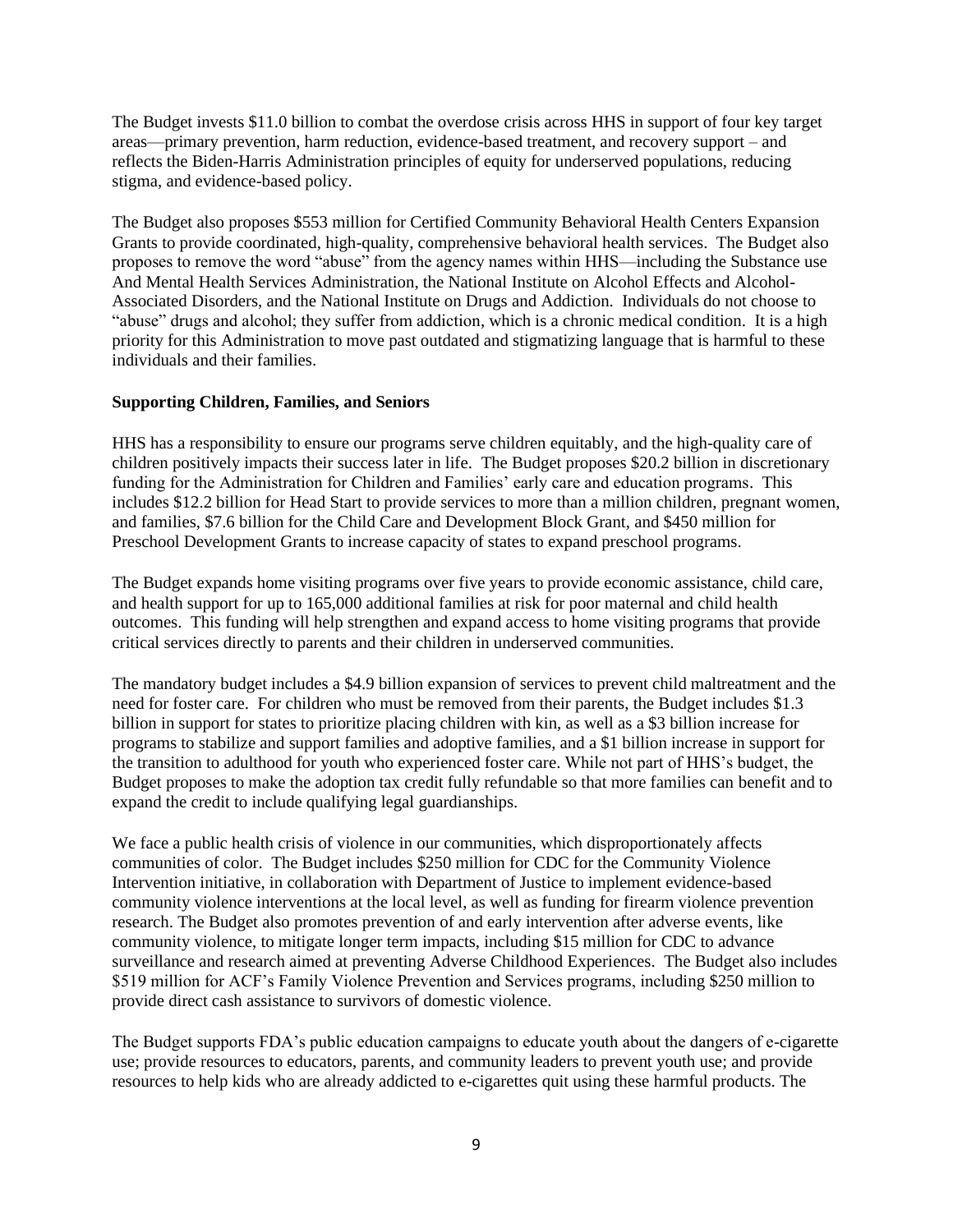The Budget invests $11.0 billion to combat the overdose crisis across HHS in support of four key target areas—primary prevention, harm reduction, evidence-based treatment, and recovery support – and reflects the Biden-Harris Administration principles of equity for underserved populations, reducing stigma, and evidence-based policy.

The Budget also proposes $553 million for Certified Community Behavioral Health Centers Expansion Grants to provide coordinated, high-quality, comprehensive behavioral health services. The Budget also proposes to remove the word "abuse" from the agency names within HHS—including the Substance use And Mental Health Services Administration, the National Institute on Alcohol Effects and Alcohol-Associated Disorders, and the National Institute on Drugs and Addiction. Individuals do not choose to "abuse" drugs and alcohol; they suffer from addiction, which is a chronic medical condition. It is a high priority for this Administration to move past outdated and stigmatizing language that is harmful to these individuals and their families.

**Supporting Children, Families, and Seniors**

HHS has a responsibility to ensure our programs serve children equitably, and the high-quality care of children positively impacts their success later in life. The Budget proposes $20.2 billion in discretionary funding for the Administration for Children and Families' early care and education programs. This includes $12.2 billion for Head Start to provide services to more than a million children, pregnant women, and families, $7.6 billion for the Child Care and Development Block Grant, and $450 million for Preschool Development Grants to increase capacity of states to expand preschool programs.

The Budget expands home visiting programs over five years to provide economic assistance, child care, and health support for up to 165,000 additional families at risk for poor maternal and child health outcomes. This funding will help strengthen and expand access to home visiting programs that provide critical services directly to parents and their children in underserved communities.

The mandatory budget includes a $4.9 billion expansion of services to prevent child maltreatment and the need for foster care. For children who must be removed from their parents, the Budget includes $1.3 billion in support for states to prioritize placing children with kin, as well as a $3 billion increase for programs to stabilize and support families and adoptive families, and a $1 billion increase in support for the transition to adulthood for youth who experienced foster care. While not part of HHS's budget, the Budget proposes to make the adoption tax credit fully refundable so that more families can benefit and to expand the credit to include qualifying legal guardianships.

We face a public health crisis of violence in our communities, which disproportionately affects communities of color. The Budget includes $250 million for CDC for the Community Violence Intervention initiative, in collaboration with Department of Justice to implement evidence-based community violence interventions at the local level, as well as funding for firearm violence prevention research. The Budget also promotes prevention of and early intervention after adverse events, like community violence, to mitigate longer term impacts, including $15 million for CDC to advance surveillance and research aimed at preventing Adverse Childhood Experiences. The Budget also includes $519 million for ACF's Family Violence Prevention and Services programs, including $250 million to provide direct cash assistance to survivors of domestic violence.

The Budget supports FDA's public education campaigns to educate youth about the dangers of e-cigarette use; provide resources to educators, parents, and community leaders to prevent youth use; and provide resources to help kids who are already addicted to e-cigarettes quit using these harmful products. The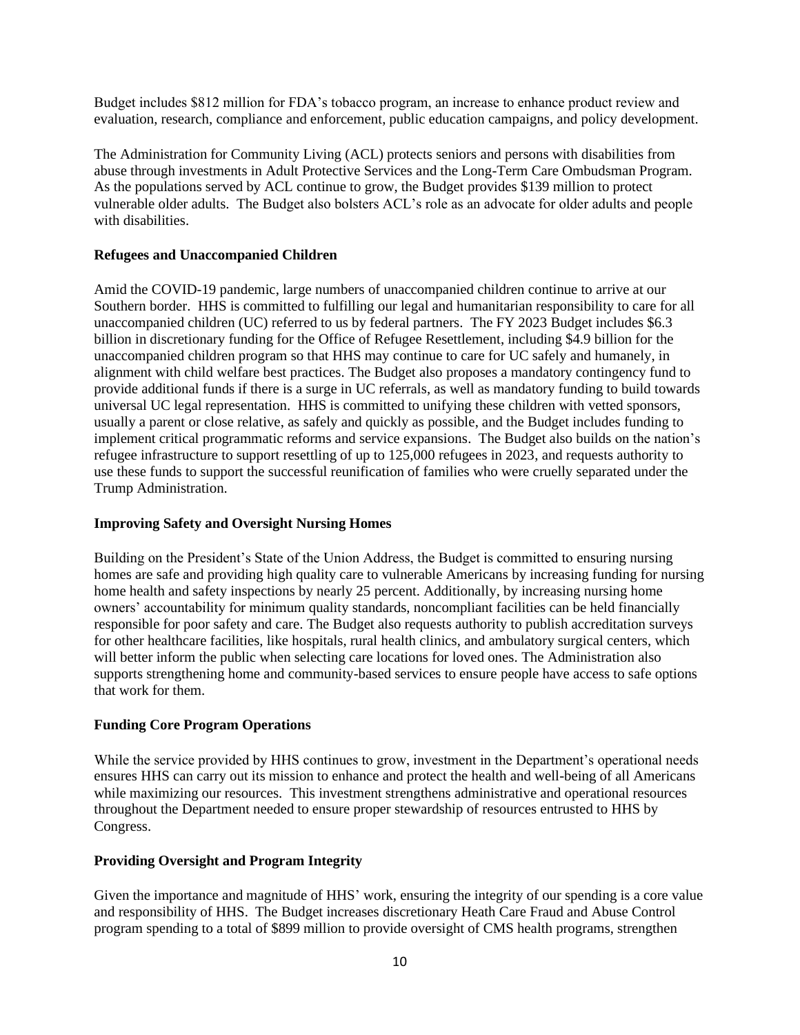Budget includes $812 million for FDA's tobacco program, an increase to enhance product review and evaluation, research, compliance and enforcement, public education campaigns, and policy development.

The Administration for Community Living (ACL) protects seniors and persons with disabilities from abuse through investments in Adult Protective Services and the Long-Term Care Ombudsman Program. As the populations served by ACL continue to grow, the Budget provides $139 million to protect vulnerable older adults. The Budget also bolsters ACL's role as an advocate for older adults and people with disabilities.

**Refugees and Unaccompanied Children**

Amid the COVID-19 pandemic, large numbers of unaccompanied children continue to arrive at our Southern border. HHS is committed to fulfilling our legal and humanitarian responsibility to care for all unaccompanied children (UC) referred to us by federal partners. The FY 2023 Budget includes $6.3 billion in discretionary funding for the Office of Refugee Resettlement, including $4.9 billion for the unaccompanied children program so that HHS may continue to care for UC safely and humanely, in alignment with child welfare best practices. The Budget also proposes a mandatory contingency fund to provide additional funds if there is a surge in UC referrals, as well as mandatory funding to build towards universal UC legal representation. HHS is committed to unifying these children with vetted sponsors, usually a parent or close relative, as safely and quickly as possible, and the Budget includes funding to implement critical programmatic reforms and service expansions. The Budget also builds on the nation's refugee infrastructure to support resettling of up to 125,000 refugees in 2023, and requests authority to use these funds to support the successful reunification of families who were cruelly separated under the Trump Administration.

**Improving Safety and Oversight Nursing Homes**

Building on the President's State of the Union Address, the Budget is committed to ensuring nursing homes are safe and providing high quality care to vulnerable Americans by increasing funding for nursing home health and safety inspections by nearly 25 percent. Additionally, by increasing nursing home owners' accountability for minimum quality standards, noncompliant facilities can be held financially responsible for poor safety and care. The Budget also requests authority to publish accreditation surveys for other healthcare facilities, like hospitals, rural health clinics, and ambulatory surgical centers, which will better inform the public when selecting care locations for loved ones. The Administration also supports strengthening home and community-based services to ensure people have access to safe options that work for them.

**Funding Core Program Operations**

While the service provided by HHS continues to grow, investment in the Department's operational needs ensures HHS can carry out its mission to enhance and protect the health and well-being of all Americans while maximizing our resources. This investment strengthens administrative and operational resources throughout the Department needed to ensure proper stewardship of resources entrusted to HHS by Congress.

**Providing Oversight and Program Integrity**

Given the importance and magnitude of HHS' work, ensuring the integrity of our spending is a core value and responsibility of HHS. The Budget increases discretionary Heath Care Fraud and Abuse Control program spending to a total of $899 million to provide oversight of CMS health programs, strengthen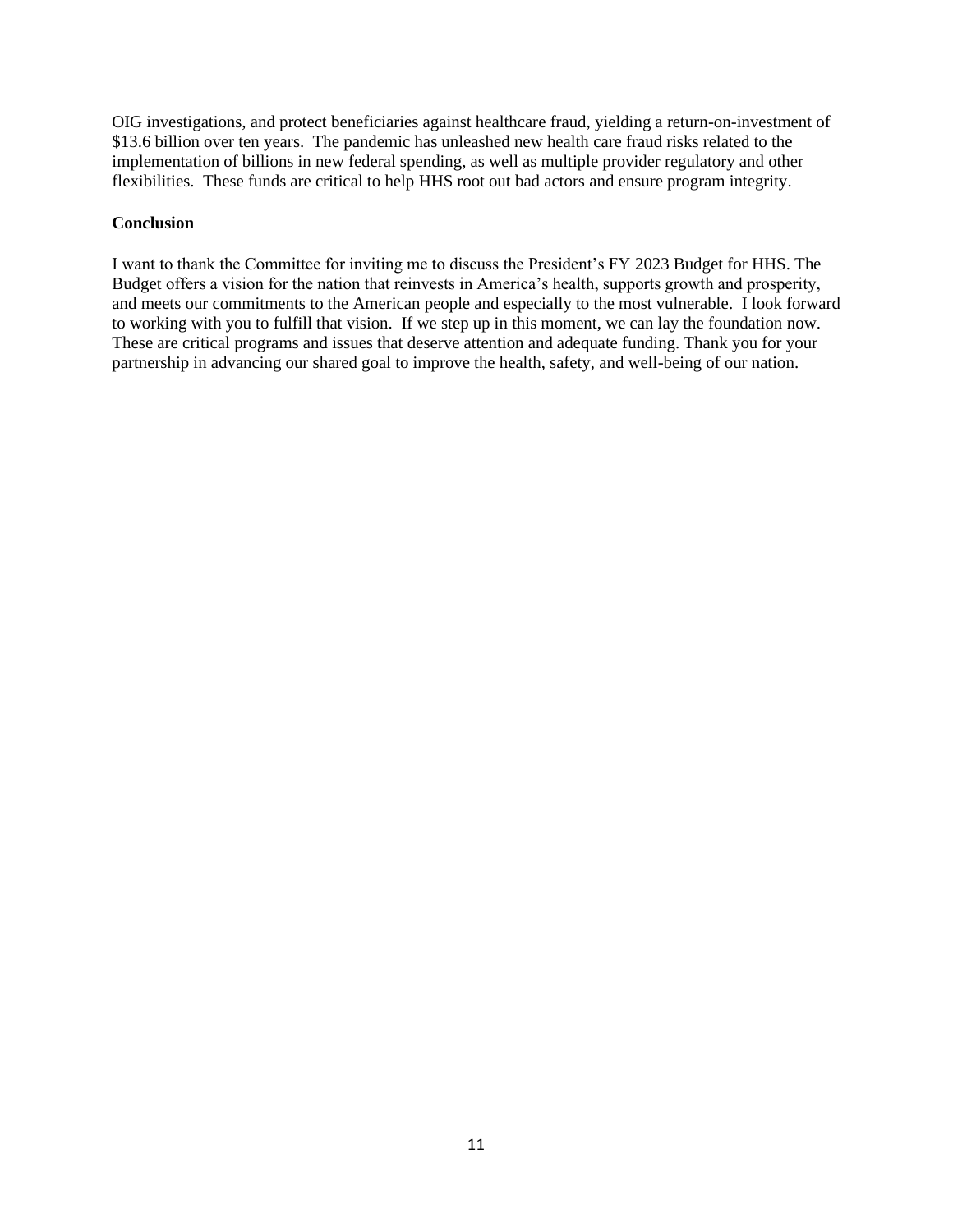OIG investigations, and protect beneficiaries against healthcare fraud, yielding a return-on-investment of $13.6 billion over ten years. The pandemic has unleashed new health care fraud risks related to the implementation of billions in new federal spending, as well as multiple provider regulatory and other flexibilities. These funds are critical to help HHS root out bad actors and ensure program integrity.

**Conclusion**

I want to thank the Committee for inviting me to discuss the President's FY 2023 Budget for HHS. The Budget offers a vision for the nation that reinvests in America's health, supports growth and prosperity, and meets our commitments to the American people and especially to the most vulnerable. I look forward to working with you to fulfill that vision. If we step up in this moment, we can lay the foundation now. These are critical programs and issues that deserve attention and adequate funding. Thank you for your partnership in advancing our shared goal to improve the health, safety, and well-being of our nation.